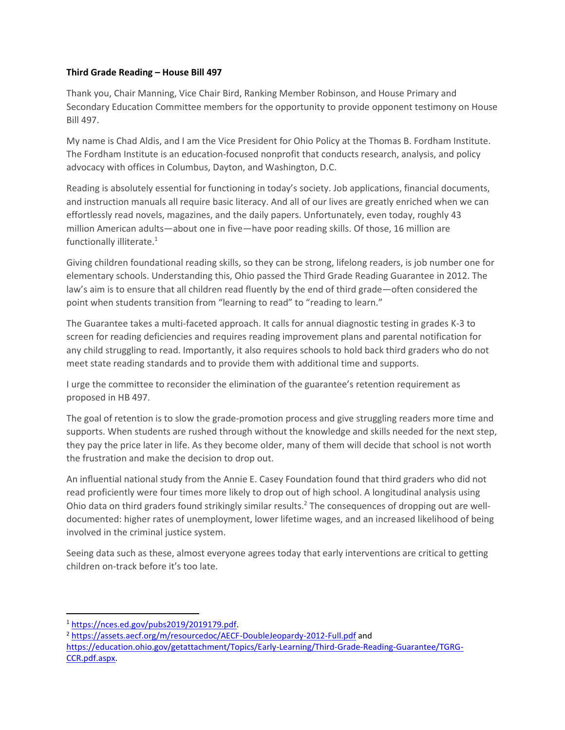**Third Grade Reading – House Bill 497**

Thank you, Chair Manning, Vice Chair Bird, Ranking Member Robinson, and House Primary and Secondary Education Committee members for the opportunity to provide opponent testimony on House Bill 497.

My name is Chad Aldis, and I am the Vice President for Ohio Policy at the Thomas B. Fordham Institute. The Fordham Institute is an education-focused nonprofit that conducts research, analysis, and policy advocacy with offices in Columbus, Dayton, and Washington, D.C.

Reading is absolutely essential for functioning in today's society. Job applications, financial documents, and instruction manuals all require basic literacy. And all of our lives are greatly enriched when we can effortlessly read novels, magazines, and the daily papers. Unfortunately, even today, roughly 43 million American adults—about one in five—have poor reading skills. Of those, 16 million are functionally illiterate.[1]

Giving children foundational reading skills, so they can be strong, lifelong readers, is job number one for elementary schools. Understanding this, Ohio passed the Third Grade Reading Guarantee in 2012. The law's aim is to ensure that all children read fluently by the end of third grade—often considered the point when students transition from "learning to read" to "reading to learn."

The Guarantee takes a multi-faceted approach. It calls for annual diagnostic testing in grades K-3 to screen for reading deficiencies and requires reading improvement plans and parental notification for any child struggling to read. Importantly, it also requires schools to hold back third graders who do not meet state reading standards and to provide them with additional time and supports.

I urge the committee to reconsider the elimination of the guarantee's retention requirement as proposed in HB 497.

The goal of retention is to slow the grade-promotion process and give struggling readers more time and supports. When students are rushed through without the knowledge and skills needed for the next step, they pay the price later in life. As they become older, many of them will decide that school is not worth the frustration and make the decision to drop out.

An influential national study from the Annie E. Casey Foundation found that third graders who did not read proficiently were four times more likely to drop out of high school. A longitudinal analysis using Ohio data on third graders found strikingly similar results.[2] The consequences of dropping out are well-documented: higher rates of unemployment, lower lifetime wages, and an increased likelihood of being involved in the criminal justice system.

Seeing data such as these, almost everyone agrees today that early interventions are critical to getting children on-track before it's too late.

---

[1] https://nces.ed.gov/pubs2019/2019179.pdf.

[2] https://assets.aecf.org/m/resourcedoc/AECF-DoubleJeopardy-2012-Full.pdf and https://education.ohio.gov/getattachment/Topics/Early-Learning/Third-Grade-Reading-Guarantee/TGRG-CCR.pdf.aspx.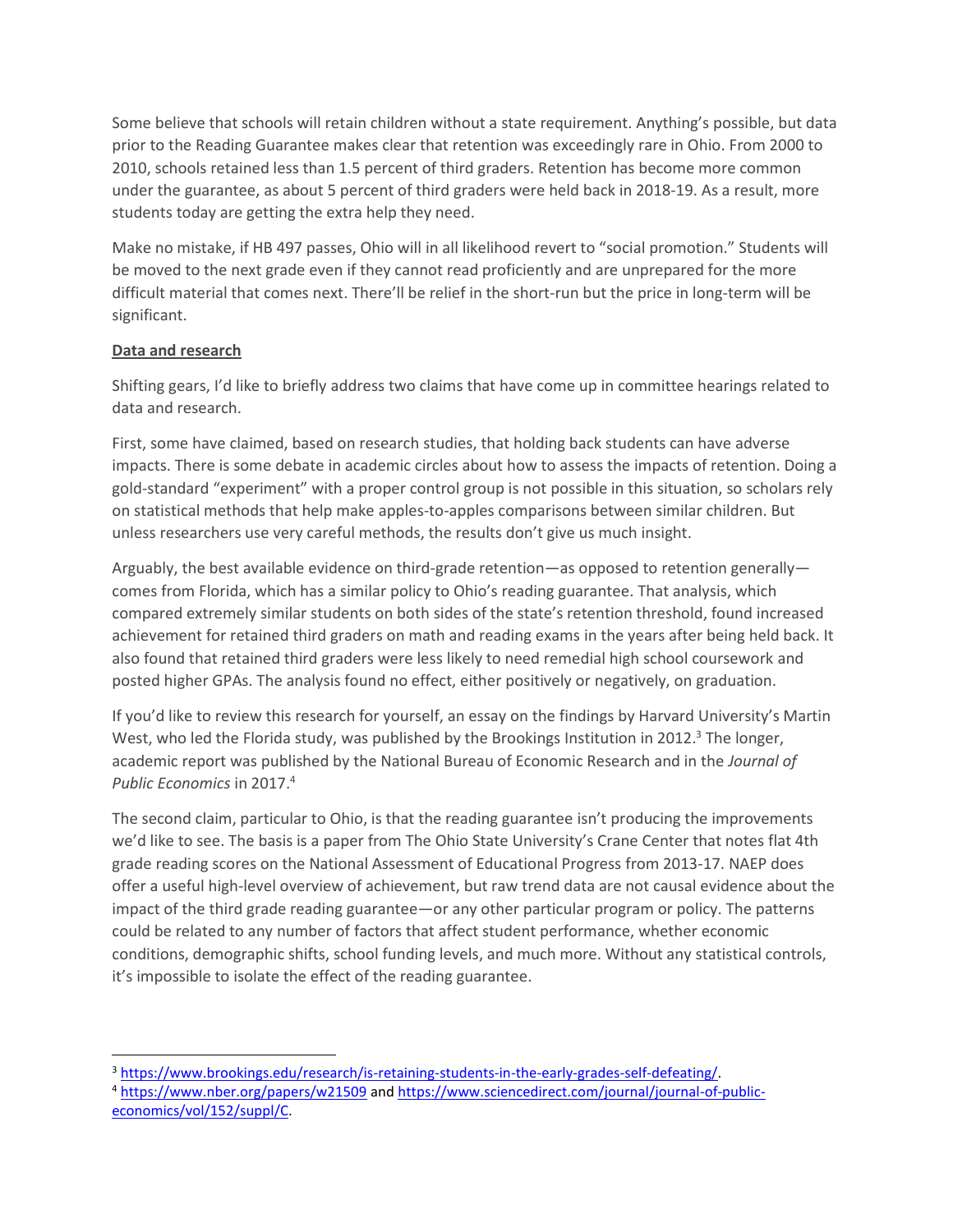Some believe that schools will retain children without a state requirement. Anything's possible, but data prior to the Reading Guarantee makes clear that retention was exceedingly rare in Ohio. From 2000 to 2010, schools retained less than 1.5 percent of third graders. Retention has become more common under the guarantee, as about 5 percent of third graders were held back in 2018-19. As a result, more students today are getting the extra help they need.

Make no mistake, if HB 497 passes, Ohio will in all likelihood revert to "social promotion." Students will be moved to the next grade even if they cannot read proficiently and are unprepared for the more difficult material that comes next. There'll be relief in the short-run but the price in long-term will be significant.

**Data and research**

Shifting gears, I'd like to briefly address two claims that have come up in committee hearings related to data and research.

First, some have claimed, based on research studies, that holding back students can have adverse impacts. There is some debate in academic circles about how to assess the impacts of retention. Doing a gold-standard "experiment" with a proper control group is not possible in this situation, so scholars rely on statistical methods that help make apples-to-apples comparisons between similar children. But unless researchers use very careful methods, the results don't give us much insight.

Arguably, the best available evidence on third-grade retention—as opposed to retention generally—comes from Florida, which has a similar policy to Ohio's reading guarantee. That analysis, which compared extremely similar students on both sides of the state's retention threshold, found increased achievement for retained third graders on math and reading exams in the years after being held back. It also found that retained third graders were less likely to need remedial high school coursework and posted higher GPAs. The analysis found no effect, either positively or negatively, on graduation.

If you'd like to review this research for yourself, an essay on the findings by Harvard University's Martin West, who led the Florida study, was published by the Brookings Institution in 2012.[3] The longer, academic report was published by the National Bureau of Economic Research and in the *Journal of Public Economics* in 2017.[4]

The second claim, particular to Ohio, is that the reading guarantee isn't producing the improvements we'd like to see. The basis is a paper from The Ohio State University's Crane Center that notes flat 4th grade reading scores on the National Assessment of Educational Progress from 2013-17. NAEP does offer a useful high-level overview of achievement, but raw trend data are not causal evidence about the impact of the third grade reading guarantee—or any other particular program or policy. The patterns could be related to any number of factors that affect student performance, whether economic conditions, demographic shifts, school funding levels, and much more. Without any statistical controls, it's impossible to isolate the effect of the reading guarantee.

---

[3] https://www.brookings.edu/research/is-retaining-students-in-the-early-grades-self-defeating/.

[4] https://www.nber.org/papers/w21509 and https://www.sciencedirect.com/journal/journal-of-public-economics/vol/152/suppl/C.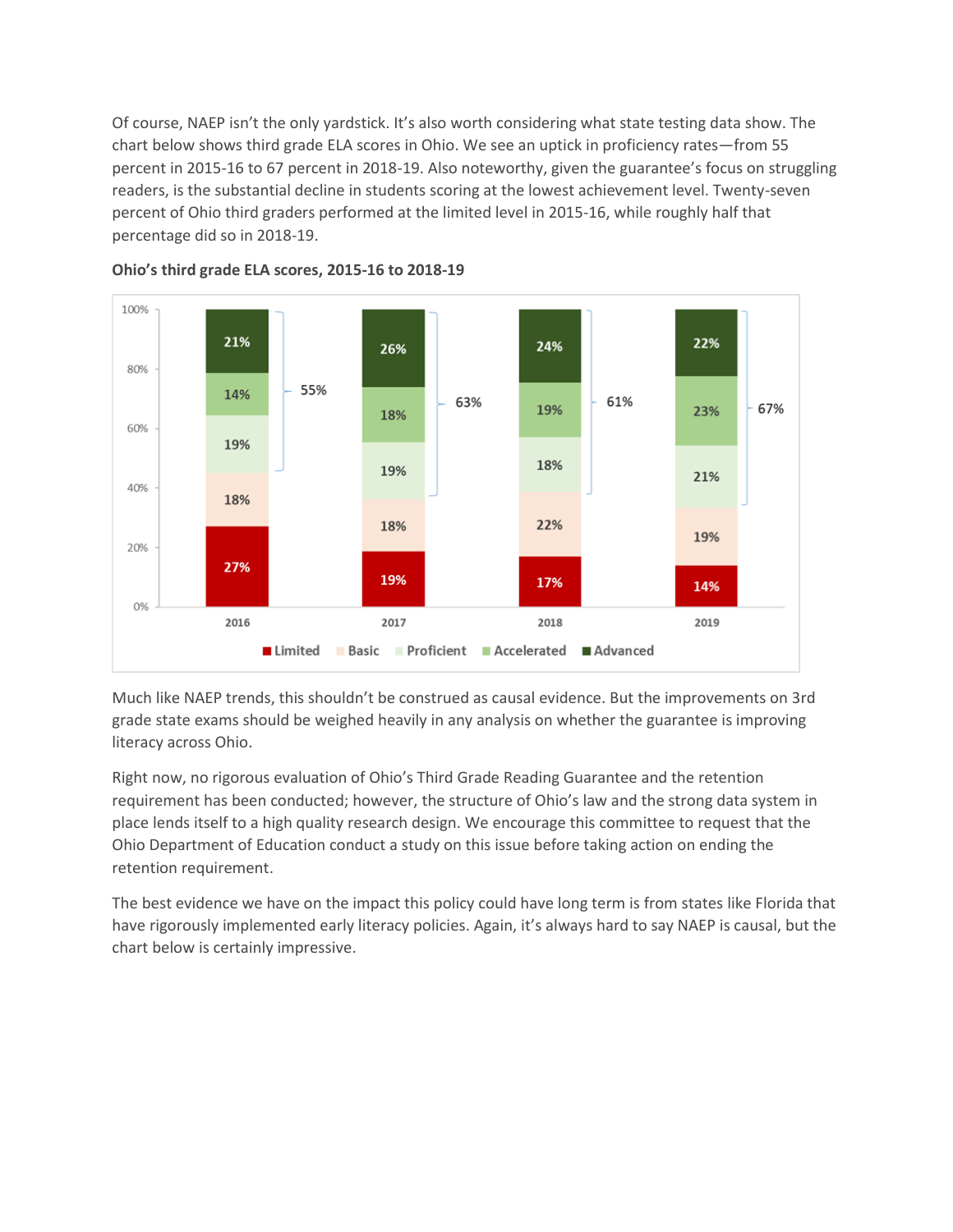Of course, NAEP isn't the only yardstick. It's also worth considering what state testing data show. The chart below shows third grade ELA scores in Ohio. We see an uptick in proficiency rates—from 55 percent in 2015-16 to 67 percent in 2018-19. Also noteworthy, given the guarantee's focus on struggling readers, is the substantial decline in students scoring at the lowest achievement level. Twenty-seven percent of Ohio third graders performed at the limited level in 2015-16, while roughly half that percentage did so in 2018-19.

**Ohio's third grade ELA scores, 2015-16 to 2018-19**

| | 2016 | 2017 | 2018 | 2019 |
|---|---|---|---|---|
| Advanced | 21% | 26% | 24% | 22% |
| Accelerated | 14% | 18% | 19% | 23% |
| Proficient | 19% | 19% | 18% | 21% |
| Basic | 18% | 18% | 22% | 19% |
| Limited | 27% | 19% | 17% | 14% |
| Proficient or above | 55% | 63% | 61% | 67% |

Much like NAEP trends, this shouldn't be construed as causal evidence. But the improvements on 3rd grade state exams should be weighed heavily in any analysis on whether the guarantee is improving literacy across Ohio.

Right now, no rigorous evaluation of Ohio's Third Grade Reading Guarantee and the retention requirement has been conducted; however, the structure of Ohio's law and the strong data system in place lends itself to a high quality research design. We encourage this committee to request that the Ohio Department of Education conduct a study on this issue before taking action on ending the retention requirement.

The best evidence we have on the impact this policy could have long term is from states like Florida that have rigorously implemented early literacy policies. Again, it's always hard to say NAEP is causal, but the chart below is certainly impressive.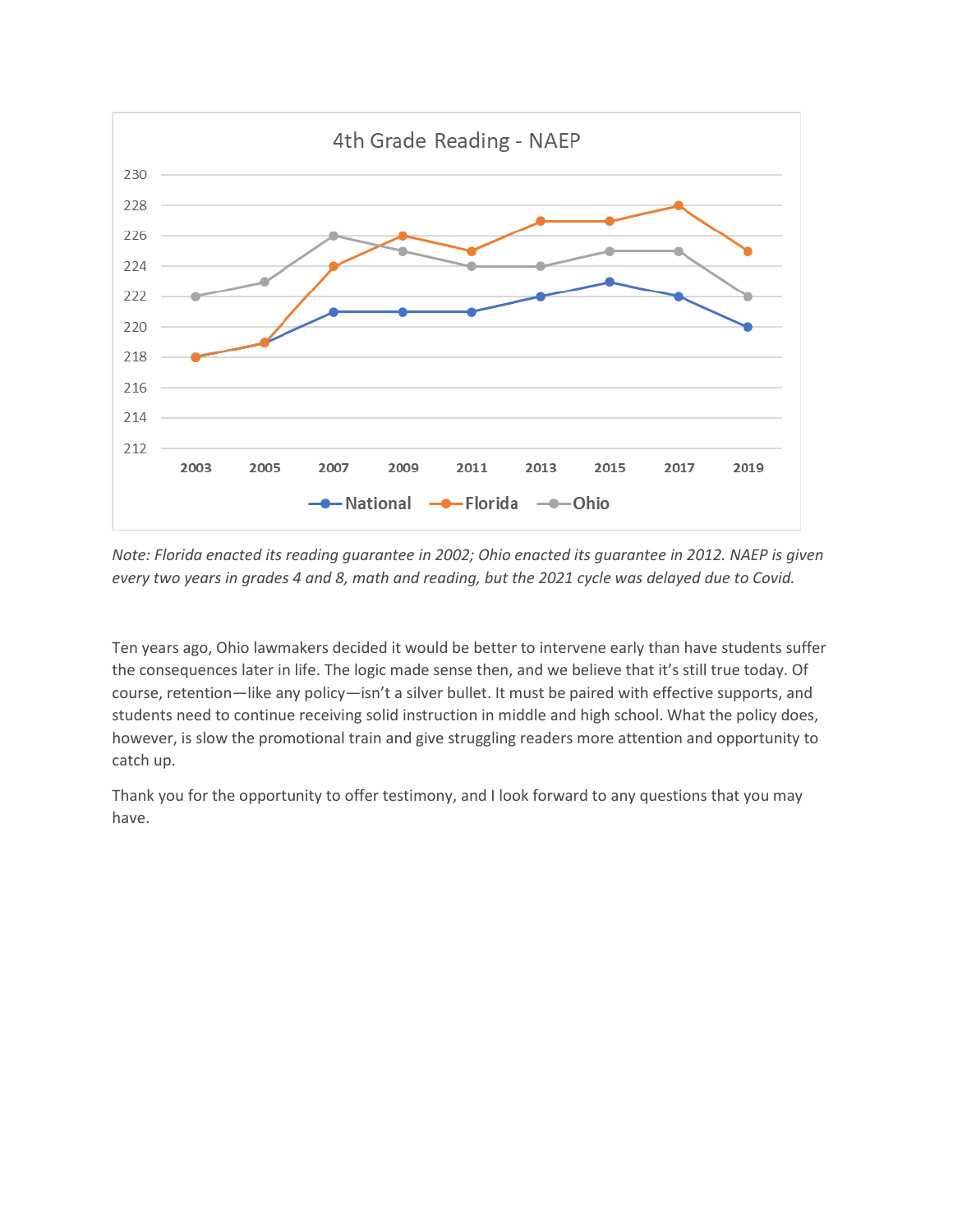4th Grade Reading - NAEP

230
228
226
224
222
220
218
216
214
212

2003 2005 2007 2009 2011 2013 2015 2017 2019

National Florida Ohio

*Note: Florida enacted its reading guarantee in 2002; Ohio enacted its guarantee in 2012. NAEP is given every two years in grades 4 and 8, math and reading, but the 2021 cycle was delayed due to Covid.*

Ten years ago, Ohio lawmakers decided it would be better to intervene early than have students suffer the consequences later in life. The logic made sense then, and we believe that it's still true today. Of course, retention—like any policy—isn't a silver bullet. It must be paired with effective supports, and students need to continue receiving solid instruction in middle and high school. What the policy does, however, is slow the promotional train and give struggling readers more attention and opportunity to catch up.

Thank you for the opportunity to offer testimony, and I look forward to any questions that you may have.